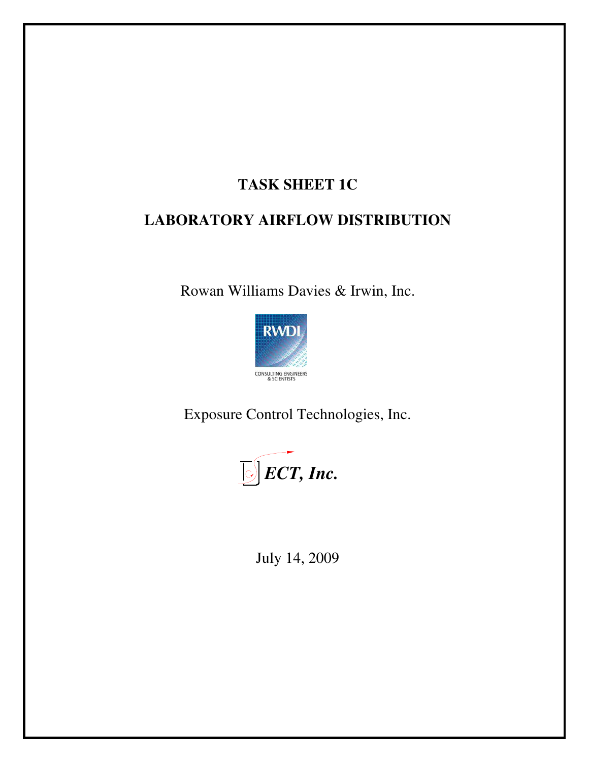# TASK SHEET 1C

# LABORATORY AIRFLOW DISTRIBUTION

Rowan Williams Davies & Irwin, Inc.

RWDI

CONSULTING ENGINEERS & SCIENTISTS

Exposure Control Technologies, Inc.

*ECT, Inc.*

July 14, 2009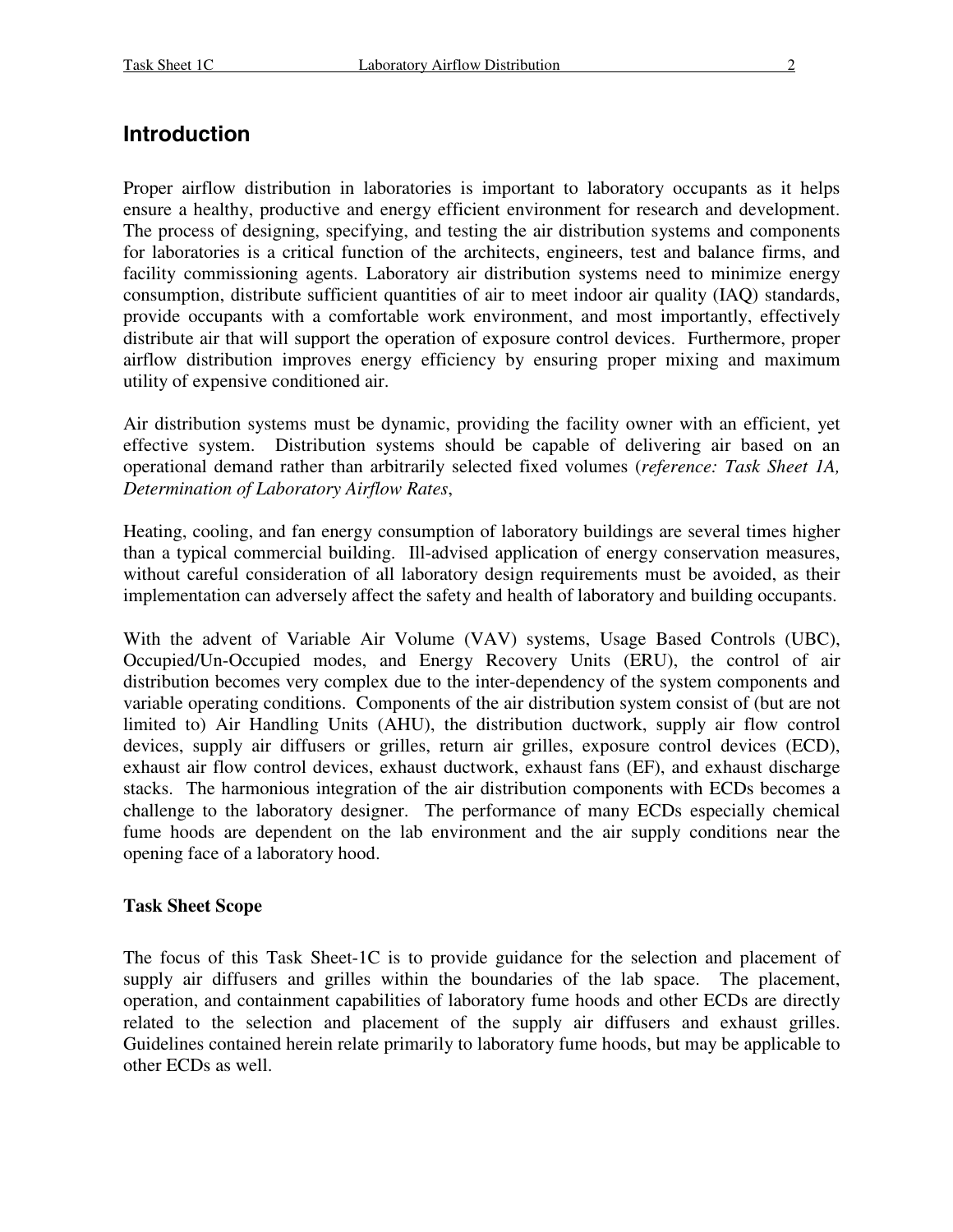## Introduction

Proper airflow distribution in laboratories is important to laboratory occupants as it helps ensure a healthy, productive and energy efficient environment for research and development. The process of designing, specifying, and testing the air distribution systems and components for laboratories is a critical function of the architects, engineers, test and balance firms, and facility commissioning agents. Laboratory air distribution systems need to minimize energy consumption, distribute sufficient quantities of air to meet indoor air quality (IAQ) standards, provide occupants with a comfortable work environment, and most importantly, effectively distribute air that will support the operation of exposure control devices. Furthermore, proper airflow distribution improves energy efficiency by ensuring proper mixing and maximum utility of expensive conditioned air.

Air distribution systems must be dynamic, providing the facility owner with an efficient, yet effective system. Distribution systems should be capable of delivering air based on an operational demand rather than arbitrarily selected fixed volumes (*reference: Task Sheet 1A, Determination of Laboratory Airflow Rates*,

Heating, cooling, and fan energy consumption of laboratory buildings are several times higher than a typical commercial building. Ill-advised application of energy conservation measures, without careful consideration of all laboratory design requirements must be avoided, as their implementation can adversely affect the safety and health of laboratory and building occupants.

With the advent of Variable Air Volume (VAV) systems, Usage Based Controls (UBC), Occupied/Un-Occupied modes, and Energy Recovery Units (ERU), the control of air distribution becomes very complex due to the inter-dependency of the system components and variable operating conditions. Components of the air distribution system consist of (but are not limited to) Air Handling Units (AHU), the distribution ductwork, supply air flow control devices, supply air diffusers or grilles, return air grilles, exposure control devices (ECD), exhaust air flow control devices, exhaust ductwork, exhaust fans (EF), and exhaust discharge stacks. The harmonious integration of the air distribution components with ECDs becomes a challenge to the laboratory designer. The performance of many ECDs especially chemical fume hoods are dependent on the lab environment and the air supply conditions near the opening face of a laboratory hood.

**Task Sheet Scope**

The focus of this Task Sheet-1C is to provide guidance for the selection and placement of supply air diffusers and grilles within the boundaries of the lab space. The placement, operation, and containment capabilities of laboratory fume hoods and other ECDs are directly related to the selection and placement of the supply air diffusers and exhaust grilles. Guidelines contained herein relate primarily to laboratory fume hoods, but may be applicable to other ECDs as well.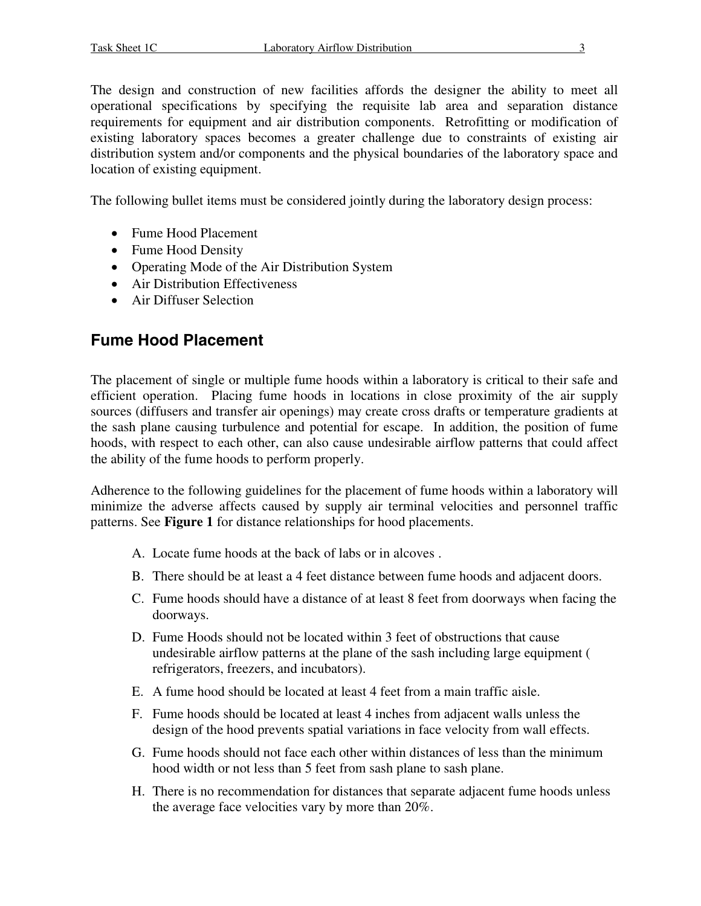The design and construction of new facilities affords the designer the ability to meet all operational specifications by specifying the requisite lab area and separation distance requirements for equipment and air distribution components. Retrofitting or modification of existing laboratory spaces becomes a greater challenge due to constraints of existing air distribution system and/or components and the physical boundaries of the laboratory space and location of existing equipment.

The following bullet items must be considered jointly during the laboratory design process:

- Fume Hood Placement
- Fume Hood Density
- Operating Mode of the Air Distribution System
- Air Distribution Effectiveness
- Air Diffuser Selection

## Fume Hood Placement

The placement of single or multiple fume hoods within a laboratory is critical to their safe and efficient operation. Placing fume hoods in locations in close proximity of the air supply sources (diffusers and transfer air openings) may create cross drafts or temperature gradients at the sash plane causing turbulence and potential for escape. In addition, the position of fume hoods, with respect to each other, can also cause undesirable airflow patterns that could affect the ability of the fume hoods to perform properly.

Adherence to the following guidelines for the placement of fume hoods within a laboratory will minimize the adverse affects caused by supply air terminal velocities and personnel traffic patterns. See **Figure 1** for distance relationships for hood placements.

A. Locate fume hoods at the back of labs or in alcoves .

B. There should be at least a 4 feet distance between fume hoods and adjacent doors.

C. Fume hoods should have a distance of at least 8 feet from doorways when facing the doorways.

D. Fume Hoods should not be located within 3 feet of obstructions that cause undesirable airflow patterns at the plane of the sash including large equipment ( refrigerators, freezers, and incubators).

E. A fume hood should be located at least 4 feet from a main traffic aisle.

F. Fume hoods should be located at least 4 inches from adjacent walls unless the design of the hood prevents spatial variations in face velocity from wall effects.

G. Fume hoods should not face each other within distances of less than the minimum hood width or not less than 5 feet from sash plane to sash plane.

H. There is no recommendation for distances that separate adjacent fume hoods unless the average face velocities vary by more than 20%.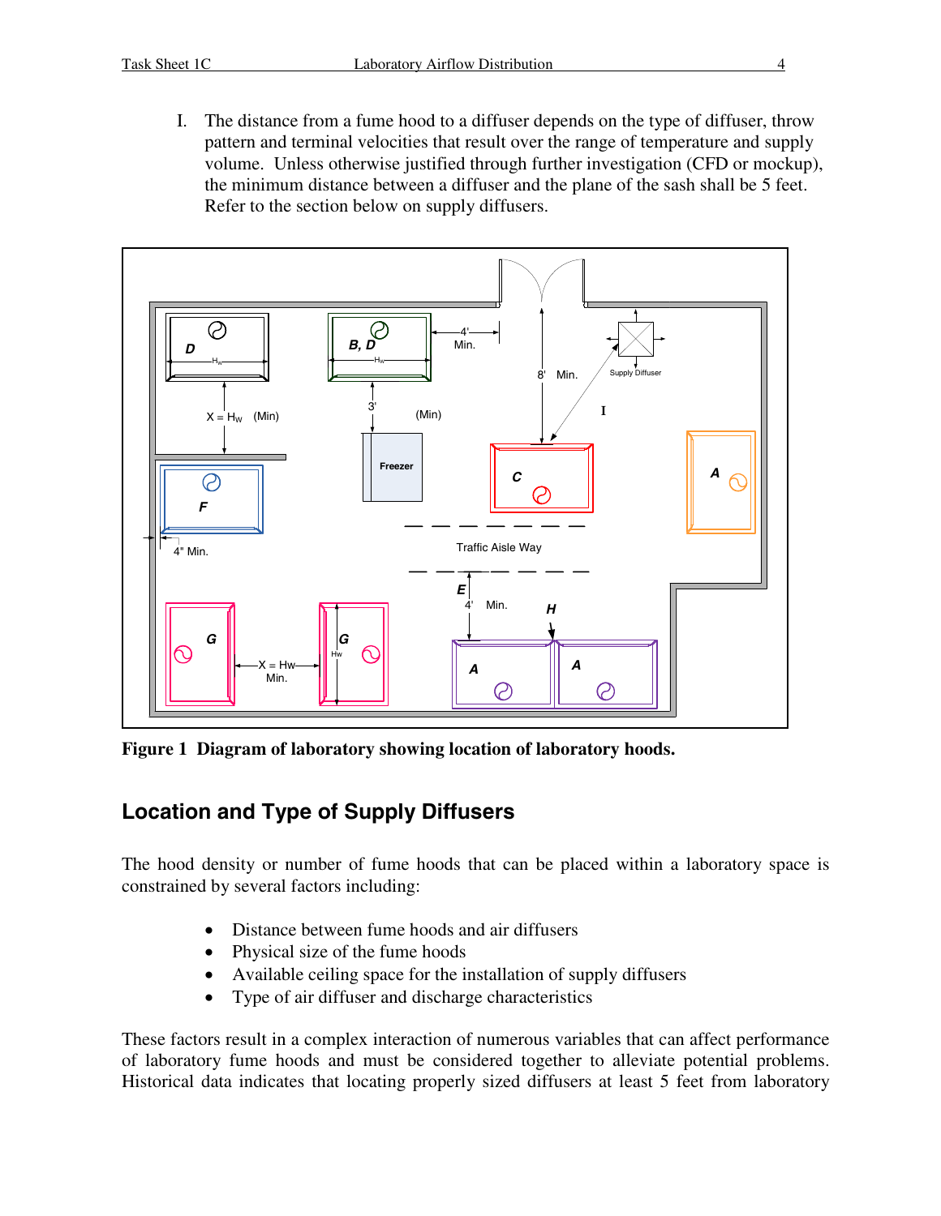I. The distance from a fume hood to a diffuser depends on the type of diffuser, throw pattern and terminal velocities that result over the range of temperature and supply volume. Unless otherwise justified through further investigation (CFD or mockup), the minimum distance between a diffuser and the plane of the sash shall be 5 feet. Refer to the section below on supply diffusers.

**Figure 1 Diagram of laboratory showing location of laboratory hoods.**

## Location and Type of Supply Diffusers

The hood density or number of fume hoods that can be placed within a laboratory space is constrained by several factors including:

- Distance between fume hoods and air diffusers
- Physical size of the fume hoods
- Available ceiling space for the installation of supply diffusers
- Type of air diffuser and discharge characteristics

These factors result in a complex interaction of numerous variables that can affect performance of laboratory fume hoods and must be considered together to alleviate potential problems. Historical data indicates that locating properly sized diffusers at least 5 feet from laboratory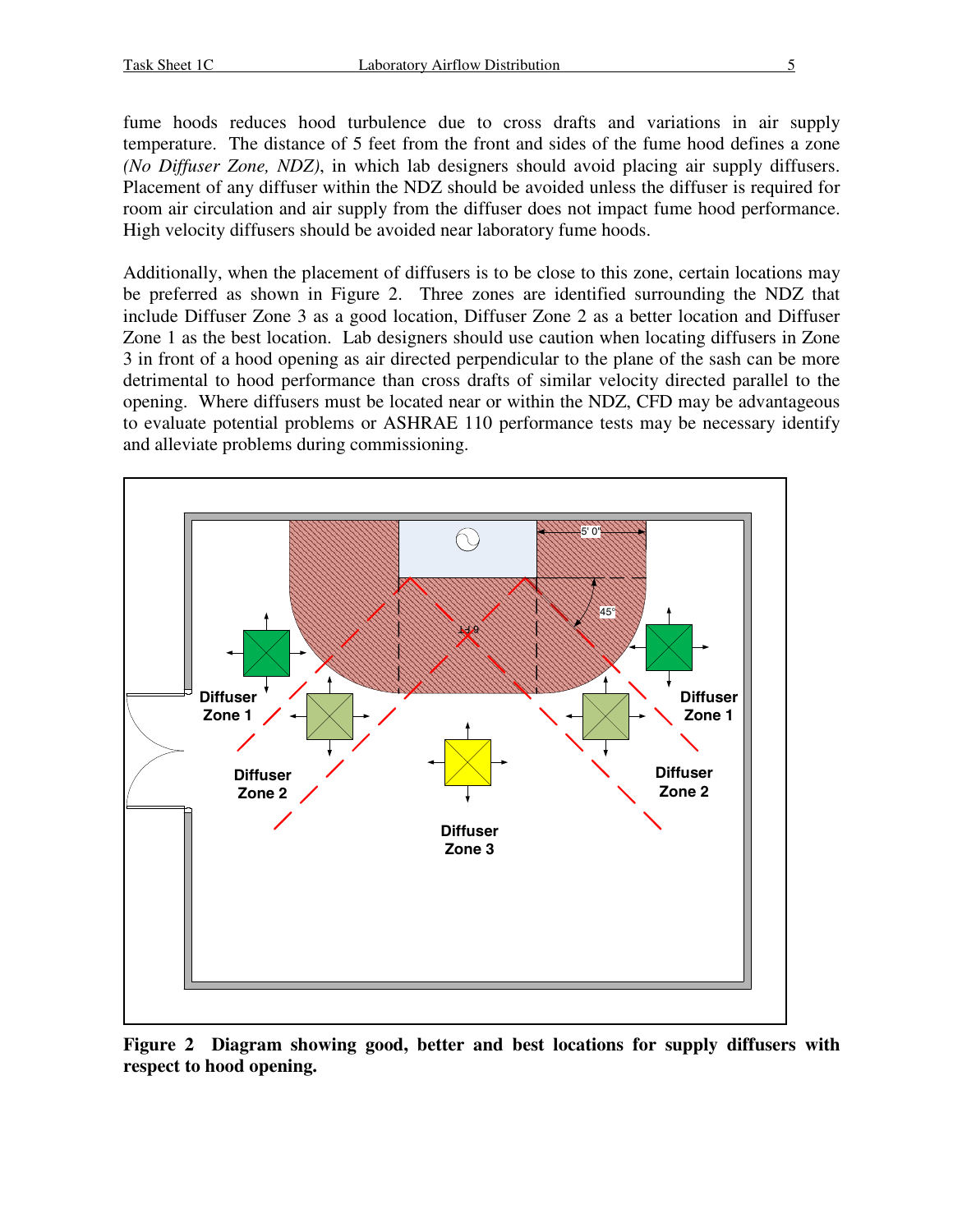fume hoods reduces hood turbulence due to cross drafts and variations in air supply temperature. The distance of 5 feet from the front and sides of the fume hood defines a zone *(No Diffuser Zone, NDZ)*, in which lab designers should avoid placing air supply diffusers. Placement of any diffuser within the NDZ should be avoided unless the diffuser is required for room air circulation and air supply from the diffuser does not impact fume hood performance. High velocity diffusers should be avoided near laboratory fume hoods.

Additionally, when the placement of diffusers is to be close to this zone, certain locations may be preferred as shown in Figure 2. Three zones are identified surrounding the NDZ that include Diffuser Zone 3 as a good location, Diffuser Zone 2 as a better location and Diffuser Zone 1 as the best location. Lab designers should use caution when locating diffusers in Zone 3 in front of a hood opening as air directed perpendicular to the plane of the sash can be more detrimental to hood performance than cross drafts of similar velocity directed parallel to the opening. Where diffusers must be located near or within the NDZ, CFD may be advantageous to evaluate potential problems or ASHRAE 110 performance tests may be necessary identify and alleviate problems during commissioning.

**Figure 2 Diagram showing good, better and best locations for supply diffusers with respect to hood opening.**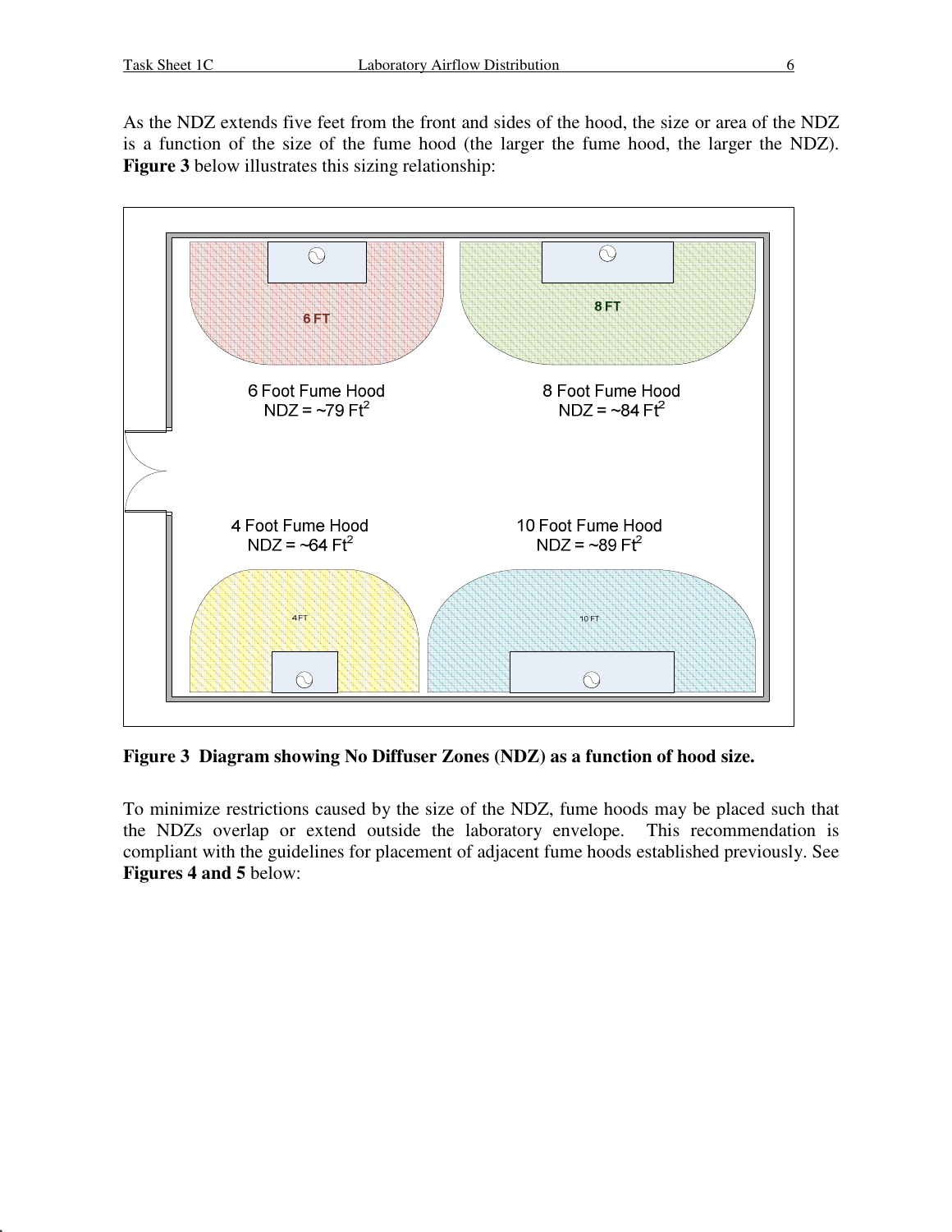As the NDZ extends five feet from the front and sides of the hood, the size or area of the NDZ is a function of the size of the fume hood (the larger the fume hood, the larger the NDZ). **Figure 3** below illustrates this sizing relationship:

**Figure 3 Diagram showing No Diffuser Zones (NDZ) as a function of hood size.**

To minimize restrictions caused by the size of the NDZ, fume hoods may be placed such that the NDZs overlap or extend outside the laboratory envelope. This recommendation is compliant with the guidelines for placement of adjacent fume hoods established previously. See **Figures 4 and 5** below: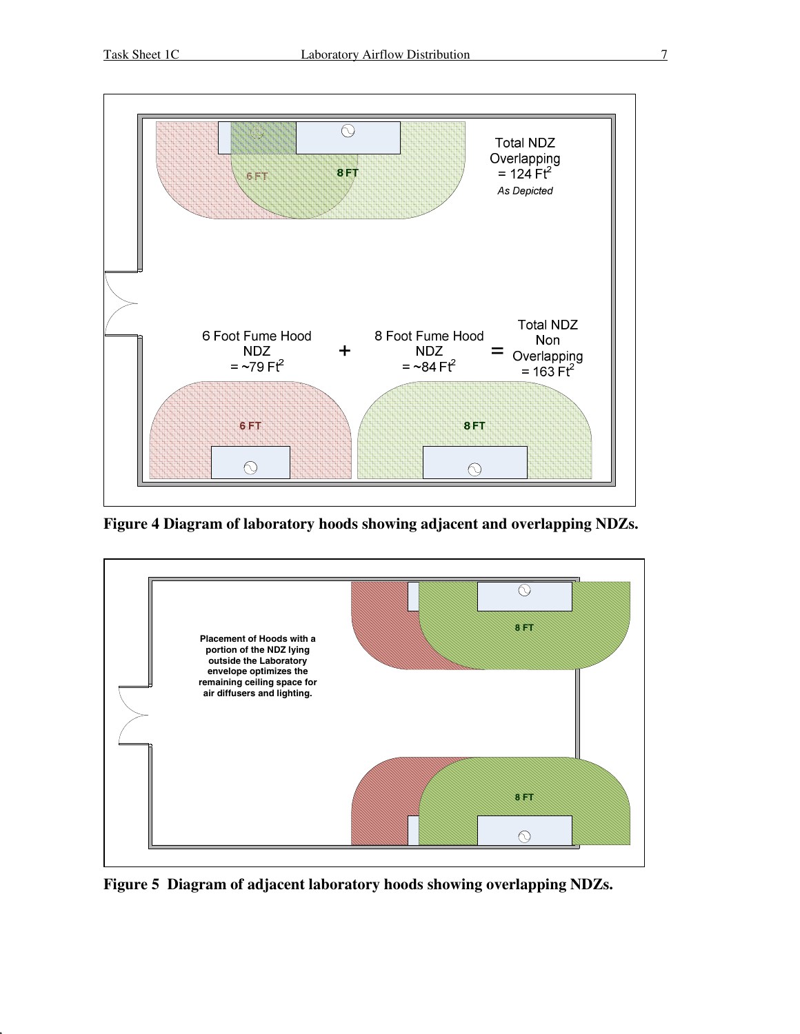Total NDZ Overlapping = 124 Ft$^2$ *As Depicted*

6 Foot Fume Hood NDZ = ~79 Ft$^2$ + 8 Foot Fume Hood NDZ = ~84 Ft$^2$ = Total NDZ Non Overlapping = 163 Ft$^2$

**Figure 4 Diagram of laboratory hoods showing adjacent and overlapping NDZs.**

**Placement of Hoods with a portion of the NDZ lying outside the Laboratory envelope optimizes the remaining ceiling space for air diffusers and lighting.**

**Figure 5 Diagram of adjacent laboratory hoods showing overlapping NDZs.**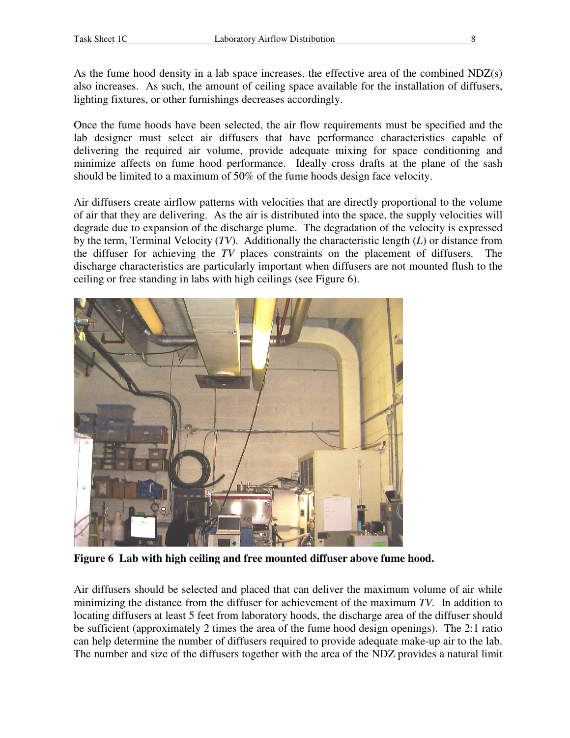As the fume hood density in a lab space increases, the effective area of the combined NDZ(s) also increases. As such, the amount of ceiling space available for the installation of diffusers, lighting fixtures, or other furnishings decreases accordingly.

Once the fume hoods have been selected, the air flow requirements must be specified and the lab designer must select air diffusers that have performance characteristics capable of delivering the required air volume, provide adequate mixing for space conditioning and minimize affects on fume hood performance. Ideally cross drafts at the plane of the sash should be limited to a maximum of 50% of the fume hoods design face velocity.

Air diffusers create airflow patterns with velocities that are directly proportional to the volume of air that they are delivering. As the air is distributed into the space, the supply velocities will degrade due to expansion of the discharge plume. The degradation of the velocity is expressed by the term, Terminal Velocity (*TV*). Additionally the characteristic length (*L*) or distance from the diffuser for achieving the *TV* places constraints on the placement of diffusers. The discharge characteristics are particularly important when diffusers are not mounted flush to the ceiling or free standing in labs with high ceilings (see Figure 6).

**Figure 6 Lab with high ceiling and free mounted diffuser above fume hood.**

Air diffusers should be selected and placed that can deliver the maximum volume of air while minimizing the distance from the diffuser for achievement of the maximum *TV*. In addition to locating diffusers at least 5 feet from laboratory hoods, the discharge area of the diffuser should be sufficient (approximately 2 times the area of the fume hood design openings). The 2:1 ratio can help determine the number of diffusers required to provide adequate make-up air to the lab. The number and size of the diffusers together with the area of the NDZ provides a natural limit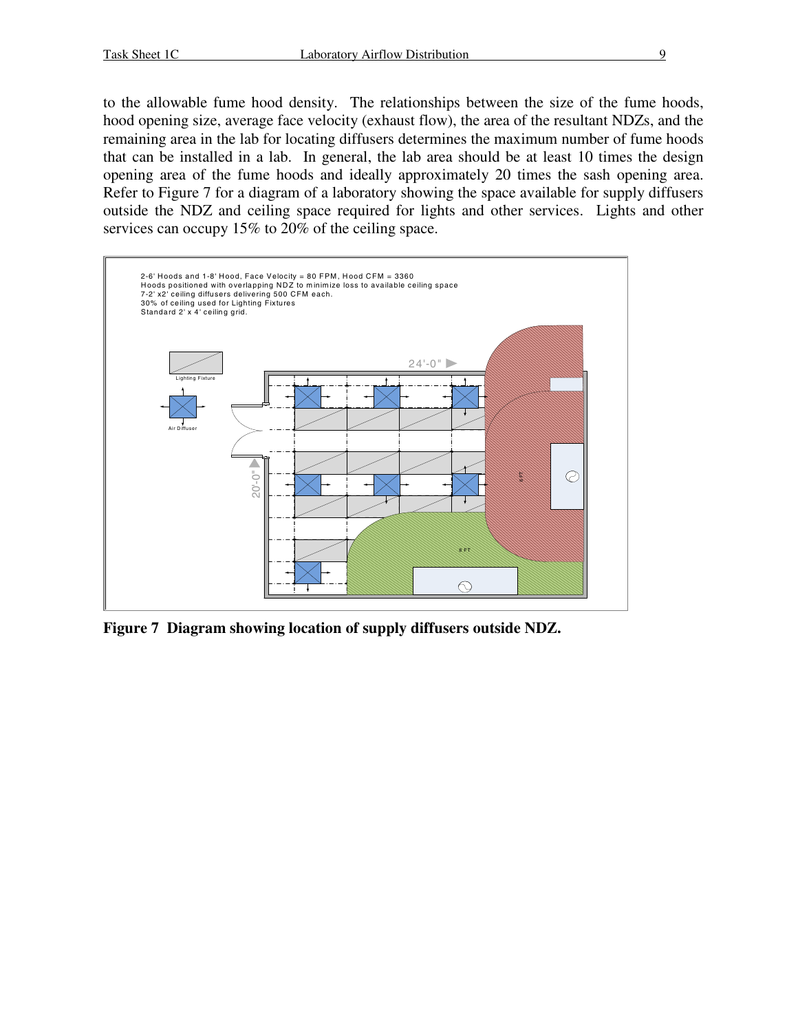to the allowable fume hood density. The relationships between the size of the fume hoods, hood opening size, average face velocity (exhaust flow), the area of the resultant NDZs, and the remaining area in the lab for locating diffusers determines the maximum number of fume hoods that can be installed in a lab. In general, the lab area should be at least 10 times the design opening area of the fume hoods and ideally approximately 20 times the sash opening area. Refer to Figure 7 for a diagram of a laboratory showing the space available for supply diffusers outside the NDZ and ceiling space required for lights and other services. Lights and other services can occupy 15% to 20% of the ceiling space.

2-6' Hoods and 1-8' Hood, Face Velocity = 80 FPM, Hood CFM = 3360
Hoods positioned with overlapping NDZ to minimize loss to available ceiling space
7-2' x2' ceiling diffusers delivering 500 CFM each.
30% of ceiling used for Lighting Fixtures
Standard 2' x 4' ceiling grid.

**Figure 7 Diagram showing location of supply diffusers outside NDZ.**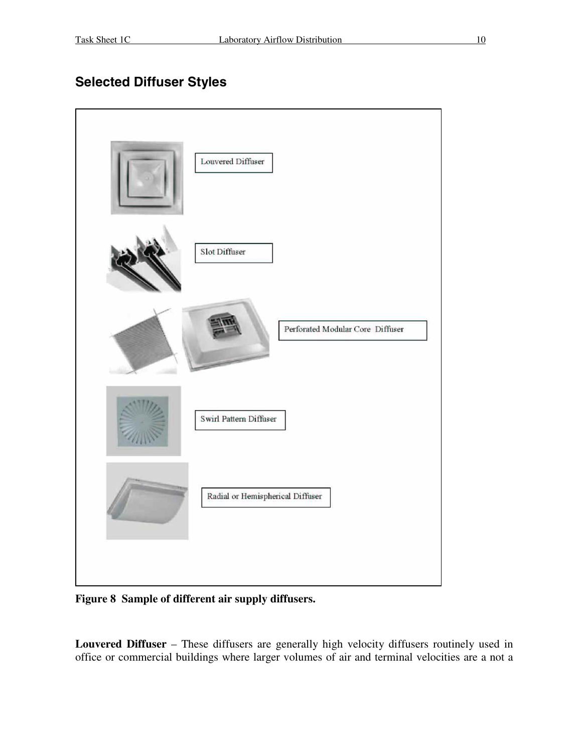## Selected Diffuser Styles

Louvered Diffuser

Slot Diffuser

Perforated Modular Core Diffuser

Swirl Pattern Diffuser

Radial or Hemispherical Diffuser

**Figure 8 Sample of different air supply diffusers.**

**Louvered Diffuser** – These diffusers are generally high velocity diffusers routinely used in office or commercial buildings where larger volumes of air and terminal velocities are a not a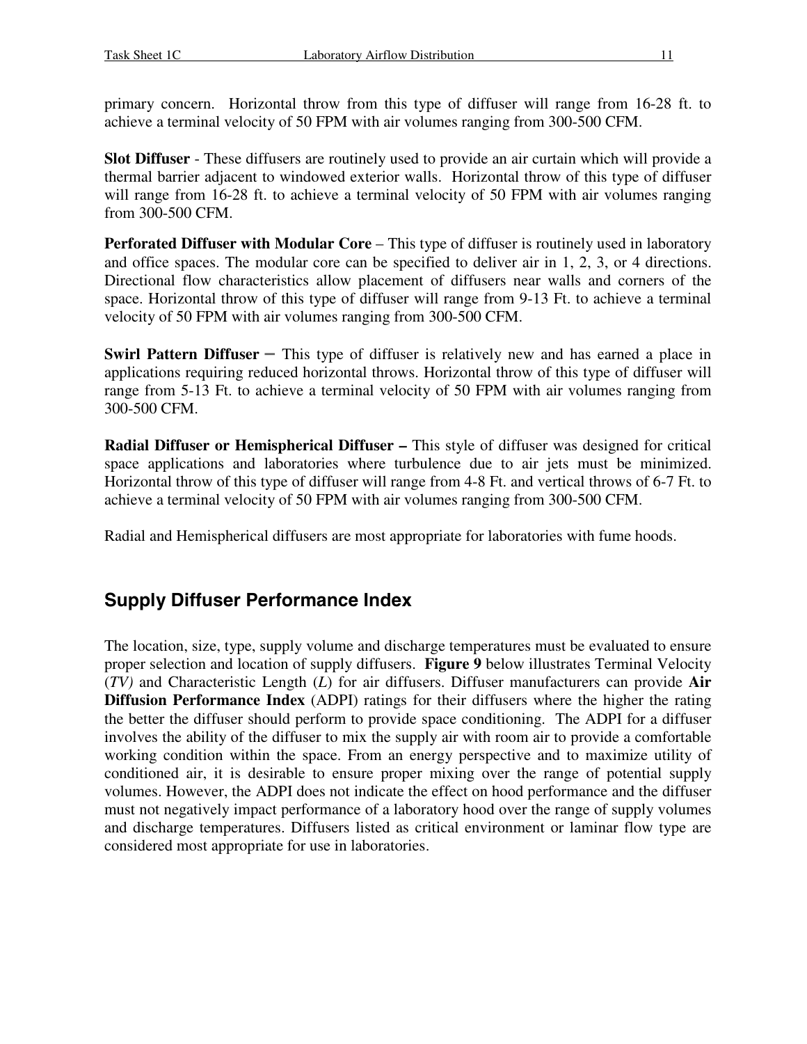primary concern. Horizontal throw from this type of diffuser will range from 16-28 ft. to achieve a terminal velocity of 50 FPM with air volumes ranging from 300-500 CFM.

**Slot Diffuser** - These diffusers are routinely used to provide an air curtain which will provide a thermal barrier adjacent to windowed exterior walls. Horizontal throw of this type of diffuser will range from 16-28 ft. to achieve a terminal velocity of 50 FPM with air volumes ranging from 300-500 CFM.

**Perforated Diffuser with Modular Core** – This type of diffuser is routinely used in laboratory and office spaces. The modular core can be specified to deliver air in 1, 2, 3, or 4 directions. Directional flow characteristics allow placement of diffusers near walls and corners of the space. Horizontal throw of this type of diffuser will range from 9-13 Ft. to achieve a terminal velocity of 50 FPM with air volumes ranging from 300-500 CFM.

**Swirl Pattern Diffuser –** This type of diffuser is relatively new and has earned a place in applications requiring reduced horizontal throws. Horizontal throw of this type of diffuser will range from 5-13 Ft. to achieve a terminal velocity of 50 FPM with air volumes ranging from 300-500 CFM.

**Radial Diffuser or Hemispherical Diffuser –** This style of diffuser was designed for critical space applications and laboratories where turbulence due to air jets must be minimized. Horizontal throw of this type of diffuser will range from 4-8 Ft. and vertical throws of 6-7 Ft. to achieve a terminal velocity of 50 FPM with air volumes ranging from 300-500 CFM.

Radial and Hemispherical diffusers are most appropriate for laboratories with fume hoods.

## Supply Diffuser Performance Index

The location, size, type, supply volume and discharge temperatures must be evaluated to ensure proper selection and location of supply diffusers. **Figure 9** below illustrates Terminal Velocity (*TV)* and Characteristic Length (*L*) for air diffusers. Diffuser manufacturers can provide **Air Diffusion Performance Index** (ADPI) ratings for their diffusers where the higher the rating the better the diffuser should perform to provide space conditioning. The ADPI for a diffuser involves the ability of the diffuser to mix the supply air with room air to provide a comfortable working condition within the space. From an energy perspective and to maximize utility of conditioned air, it is desirable to ensure proper mixing over the range of potential supply volumes. However, the ADPI does not indicate the effect on hood performance and the diffuser must not negatively impact performance of a laboratory hood over the range of supply volumes and discharge temperatures. Diffusers listed as critical environment or laminar flow type are considered most appropriate for use in laboratories.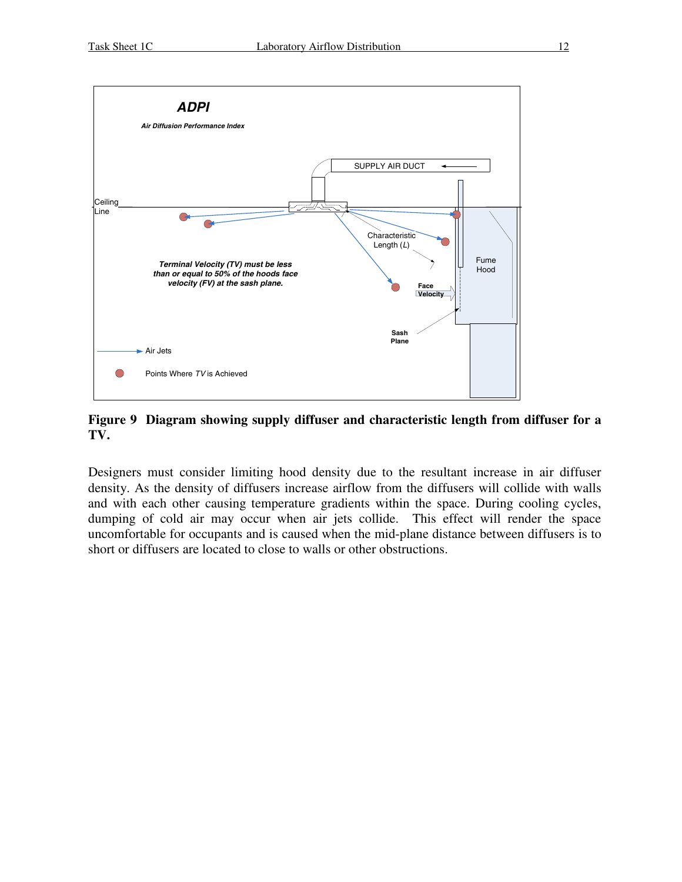**Figure 9 Diagram showing supply diffuser and characteristic length from diffuser for a TV.**

Designers must consider limiting hood density due to the resultant increase in air diffuser density. As the density of diffusers increase airflow from the diffusers will collide with walls and with each other causing temperature gradients within the space. During cooling cycles, dumping of cold air may occur when air jets collide. This effect will render the space uncomfortable for occupants and is caused when the mid-plane distance between diffusers is to short or diffusers are located to close to walls or other obstructions.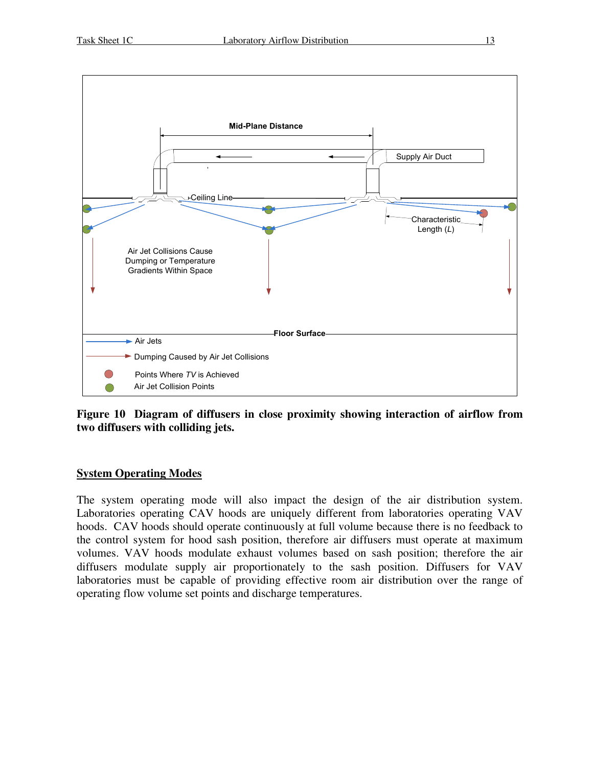**Figure 10 Diagram of diffusers in close proximity showing interaction of airflow from two diffusers with colliding jets.**

## System Operating Modes

The system operating mode will also impact the design of the air distribution system. Laboratories operating CAV hoods are uniquely different from laboratories operating VAV hoods. CAV hoods should operate continuously at full volume because there is no feedback to the control system for hood sash position, therefore air diffusers must operate at maximum volumes. VAV hoods modulate exhaust volumes based on sash position; therefore the air diffusers modulate supply air proportionately to the sash position. Diffusers for VAV laboratories must be capable of providing effective room air distribution over the range of operating flow volume set points and discharge temperatures.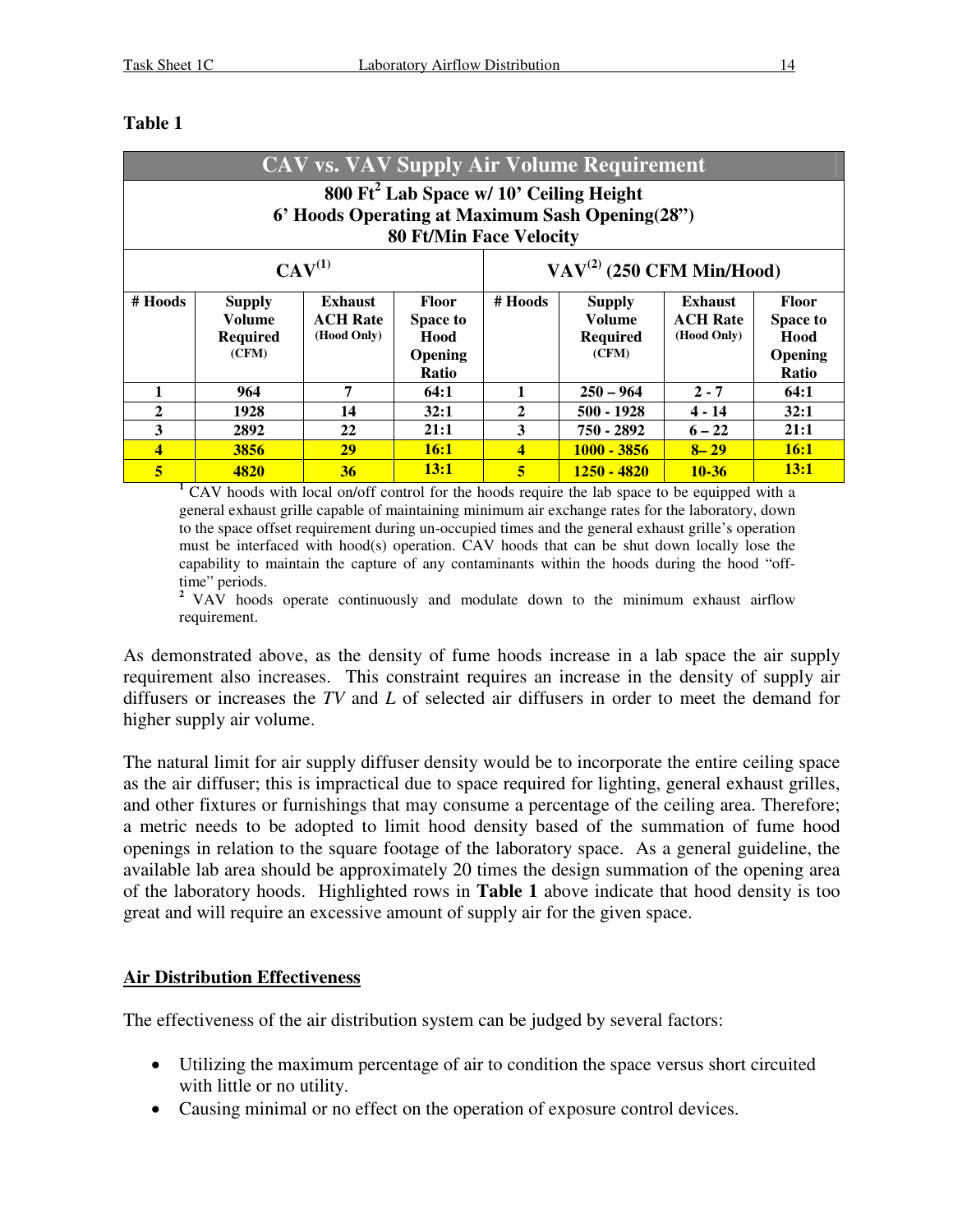**Table 1**

| CAV vs. VAV Supply Air Volume Requirement | | | | | | | |
|---|---|---|---|---|---|---|---|
| 800 Ft$^2$ Lab Space w/ 10' Ceiling Height<br>6' Hoods Operating at Maximum Sash Opening(28")<br>80 Ft/Min Face Velocity | | | | | | | |
| CAV[1] | | | | VAV[2] (250 CFM Min/Hood) | | | |
| # Hoods | Supply Volume Required (CFM) | Exhaust ACH Rate (Hood Only) | Floor Space to Hood Opening Ratio | # Hoods | Supply Volume Required (CFM) | Exhaust ACH Rate (Hood Only) | Floor Space to Hood Opening Ratio |
| 1 | 964 | 7 | 64:1 | 1 | 250 – 964 | 2 - 7 | 64:1 |
| 2 | 1928 | 14 | 32:1 | 2 | 500 - 1928 | 4 - 14 | 32:1 |
| 3 | 2892 | 22 | 21:1 | 3 | 750 - 2892 | 6 – 22 | 21:1 |
| 4 | 3856 | 29 | 16:1 | 4 | 1000 - 3856 | 8– 29 | 16:1 |
| 5 | 4820 | 36 | 13:1 | 5 | 1250 - 4820 | 10-36 | 13:1 |

[1] CAV hoods with local on/off control for the hoods require the lab space to be equipped with a general exhaust grille capable of maintaining minimum air exchange rates for the laboratory, down to the space offset requirement during un-occupied times and the general exhaust grille's operation must be interfaced with hood(s) operation. CAV hoods that can be shut down locally lose the capability to maintain the capture of any contaminants within the hoods during the hood "off-time" periods.

[2] VAV hoods operate continuously and modulate down to the minimum exhaust airflow requirement.

As demonstrated above, as the density of fume hoods increase in a lab space the air supply requirement also increases. This constraint requires an increase in the density of supply air diffusers or increases the *TV* and *L* of selected air diffusers in order to meet the demand for higher supply air volume.

The natural limit for air supply diffuser density would be to incorporate the entire ceiling space as the air diffuser; this is impractical due to space required for lighting, general exhaust grilles, and other fixtures or furnishings that may consume a percentage of the ceiling area. Therefore; a metric needs to be adopted to limit hood density based of the summation of fume hood openings in relation to the square footage of the laboratory space. As a general guideline, the available lab area should be approximately 20 times the design summation of the opening area of the laboratory hoods. Highlighted rows in **Table 1** above indicate that hood density is too great and will require an excessive amount of supply air for the given space.

## Air Distribution Effectiveness

The effectiveness of the air distribution system can be judged by several factors:

- Utilizing the maximum percentage of air to condition the space versus short circuited with little or no utility.
- Causing minimal or no effect on the operation of exposure control devices.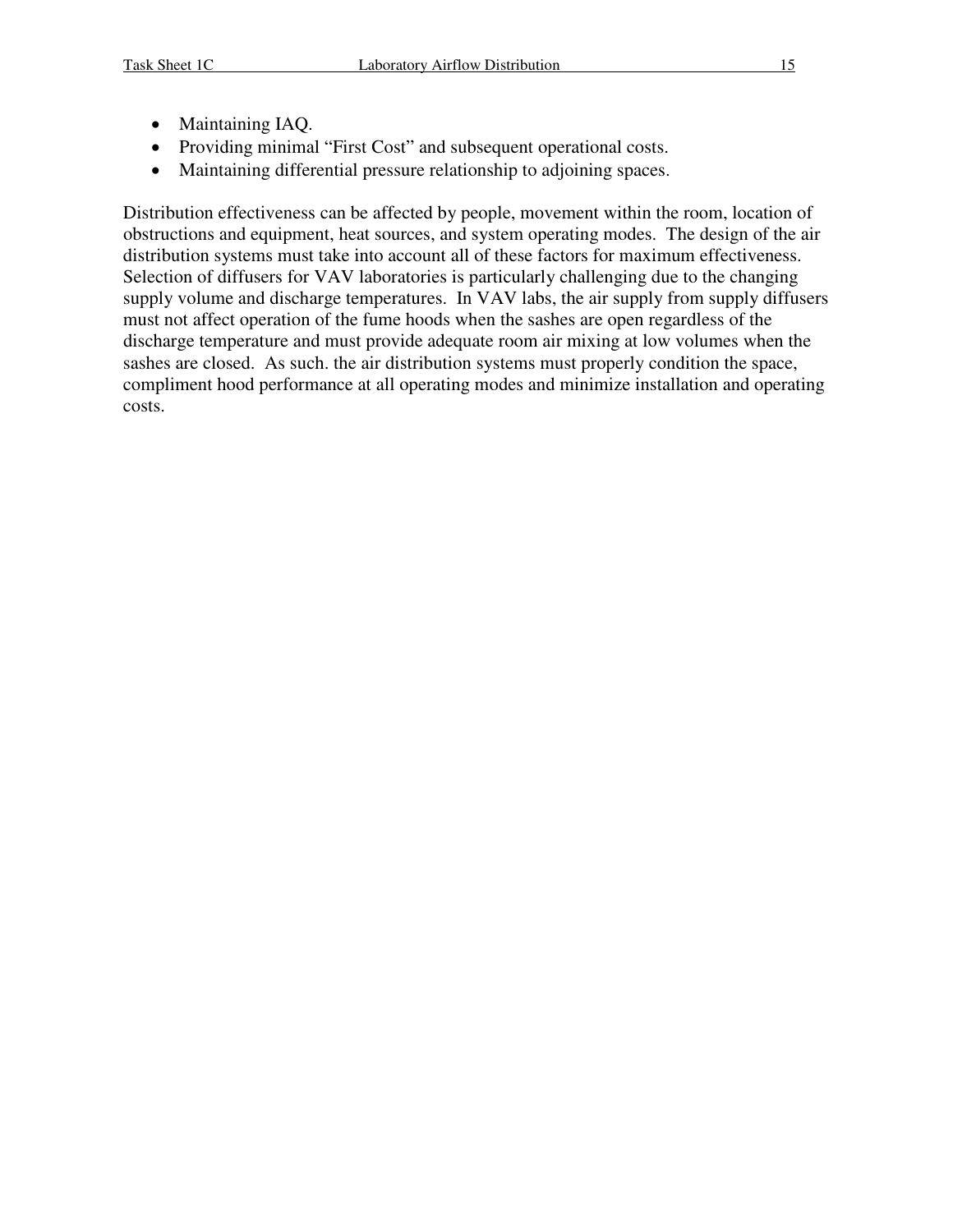- Maintaining IAQ.
- Providing minimal "First Cost" and subsequent operational costs.
- Maintaining differential pressure relationship to adjoining spaces.

Distribution effectiveness can be affected by people, movement within the room, location of obstructions and equipment, heat sources, and system operating modes. The design of the air distribution systems must take into account all of these factors for maximum effectiveness. Selection of diffusers for VAV laboratories is particularly challenging due to the changing supply volume and discharge temperatures. In VAV labs, the air supply from supply diffusers must not affect operation of the fume hoods when the sashes are open regardless of the discharge temperature and must provide adequate room air mixing at low volumes when the sashes are closed. As such. the air distribution systems must properly condition the space, compliment hood performance at all operating modes and minimize installation and operating costs.